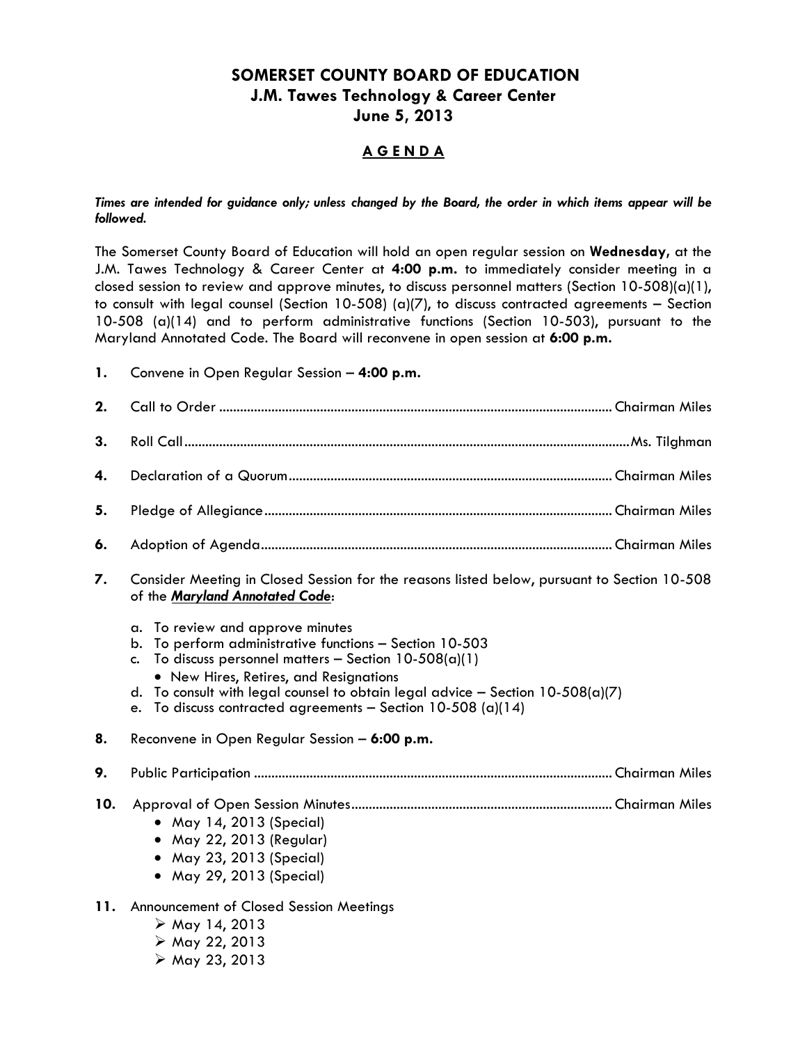# SOMERSET COUNTY BOARD OF EDUCATION
## J.M. Tawes Technology & Career Center
## June 5, 2013

### A G E N D A

***Times are intended for guidance only; unless changed by the Board, the order in which items appear will be followed.***

The Somerset County Board of Education will hold an open regular session on **Wednesday,** at the J.M. Tawes Technology & Career Center at **4:00 p.m.** to immediately consider meeting in a closed session to review and approve minutes, to discuss personnel matters (Section 10-508)(a)(1), to consult with legal counsel (Section 10-508) (a)(7), to discuss contracted agreements – Section 10-508 (a)(14) and to perform administrative functions (Section 10-503), pursuant to the Maryland Annotated Code. The Board will reconvene in open session at **6:00 p.m.**

**1.** Convene in Open Regular Session – **4:00 p.m.**

**2.** Call to Order ........................................................ Chairman Miles

**3.** Roll Call ........................................................ Ms. Tilghman

**4.** Declaration of a Quorum ........................................................ Chairman Miles

**5.** Pledge of Allegiance ........................................................ Chairman Miles

**6.** Adoption of Agenda ........................................................ Chairman Miles

**7.** Consider Meeting in Closed Session for the reasons listed below, pursuant to Section 10-508 of the ***Maryland Annotated Code***:

   a. To review and approve minutes
   b. To perform administrative functions – Section 10-503
   c. To discuss personnel matters – Section 10-508(a)(1)
      - New Hires, Retires, and Resignations
   d. To consult with legal counsel to obtain legal advice – Section 10-508(a)(7)
   e. To discuss contracted agreements – Section 10-508 (a)(14)

**8.** Reconvene in Open Regular Session – **6:00 p.m.**

**9.** Public Participation ........................................................ Chairman Miles

**10.** Approval of Open Session Minutes ........................................................ Chairman Miles
   - May 14, 2013 (Special)
   - May 22, 2013 (Regular)
   - May 23, 2013 (Special)
   - May 29, 2013 (Special)

**11.** Announcement of Closed Session Meetings
   - May 14, 2013
   - May 22, 2013
   - May 23, 2013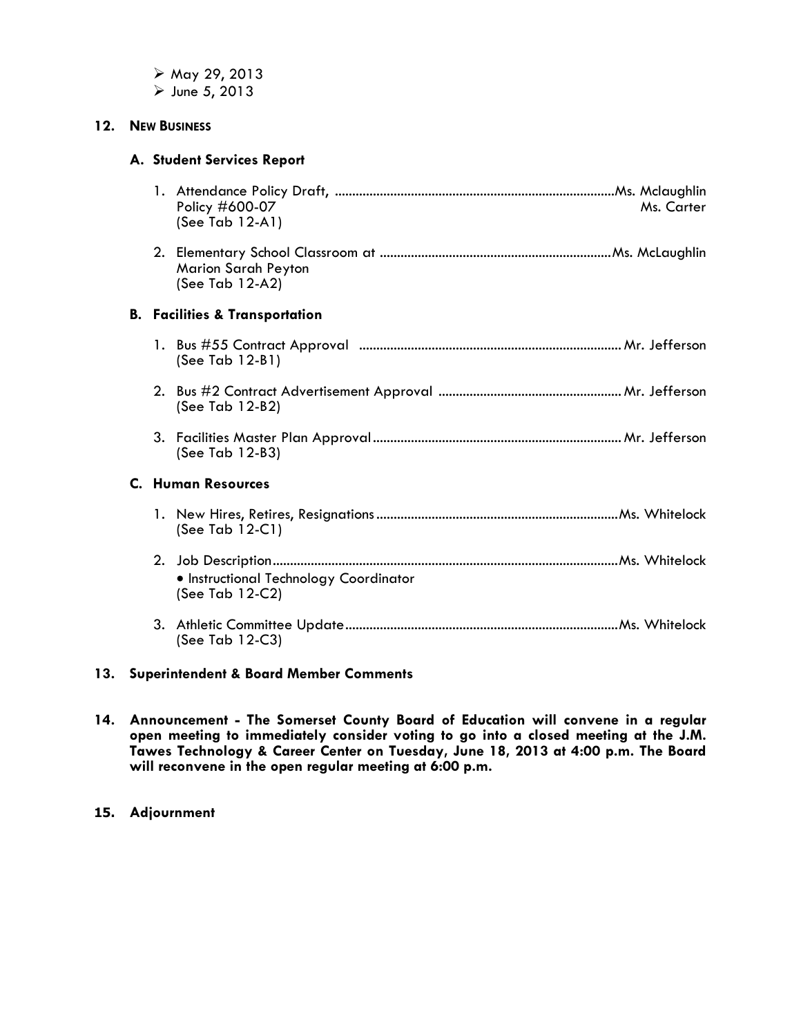- May 29, 2013
- June 5, 2013

## 12. New Business

### A. Student Services Report

1. Attendance Policy Draft, ................................................................................Ms. Mclaughlin
   Policy #600-07 Ms. Carter
   (See Tab 12-A1)

2. Elementary School Classroom at ..................................................................Ms. McLaughlin
   Marion Sarah Peyton
   (See Tab 12-A2)

### B. Facilities & Transportation

1. Bus #55 Contract Approval ........................................................................... Mr. Jefferson
   (See Tab 12-B1)

2. Bus #2 Contract Advertisement Approval .................................................... Mr. Jefferson
   (See Tab 12-B2)

3. Facilities Master Plan Approval....................................................................... Mr. Jefferson
   (See Tab 12-B3)

### C. Human Resources

1. New Hires, Retires, Resignations.....................................................................Ms. Whitelock
   (See Tab 12-C1)

2. Job Description...................................................................................................Ms. Whitelock
   - Instructional Technology Coordinator
   (See Tab 12-C2)

3. Athletic Committee Update..............................................................................Ms. Whitelock
   (See Tab 12-C3)

## 13. Superintendent & Board Member Comments

## 14. Announcement - The Somerset County Board of Education will convene in a regular open meeting to immediately consider voting to go into a closed meeting at the J.M. Tawes Technology & Career Center on Tuesday, June 18, 2013 at 4:00 p.m. The Board will reconvene in the open regular meeting at 6:00 p.m.

## 15. Adjournment